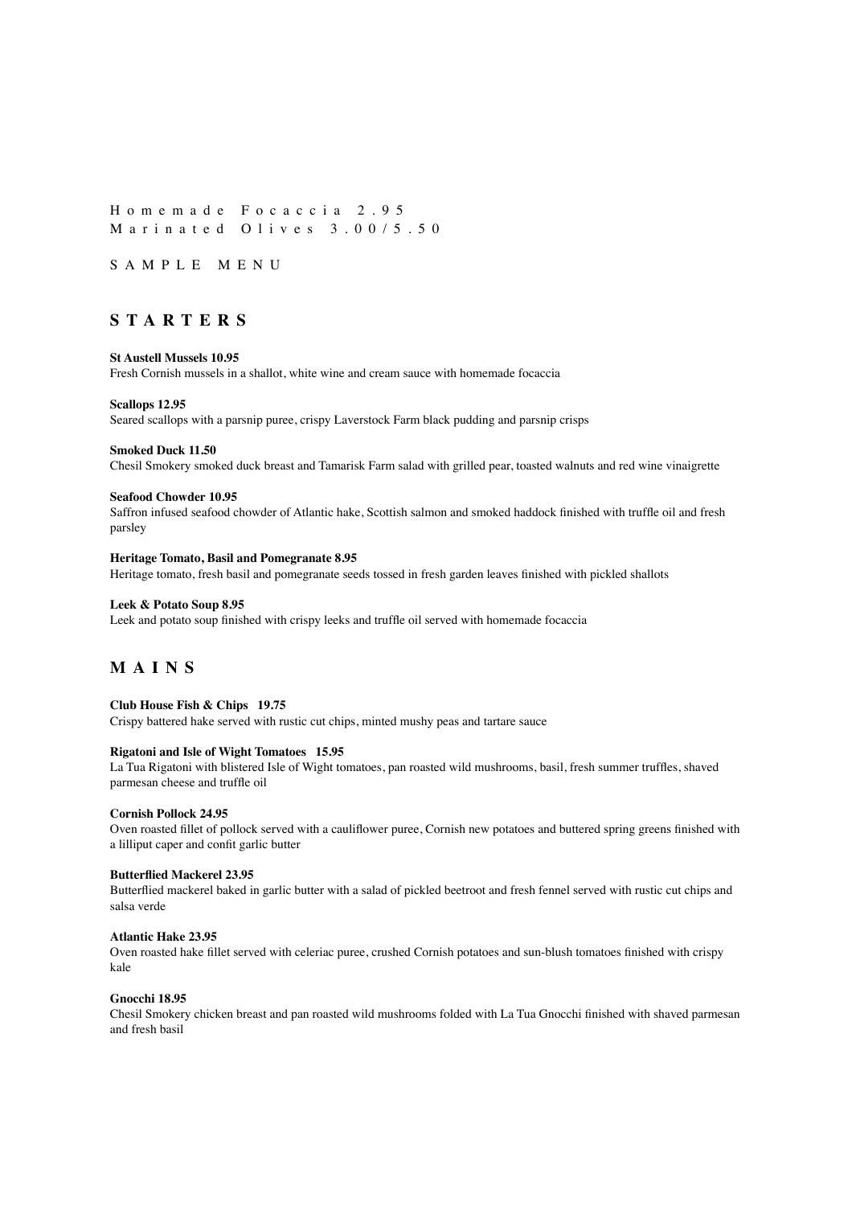Homemade Focaccia 2.95
Marinated Olives 3.00/5.50

SAMPLE MENU

## STARTERS

**St Austell Mussels 10.95**
Fresh Cornish mussels in a shallot, white wine and cream sauce with homemade focaccia

**Scallops 12.95**
Seared scallops with a parsnip puree, crispy Laverstock Farm black pudding and parsnip crisps

**Smoked Duck 11.50**
Chesil Smokery smoked duck breast and Tamarisk Farm salad with grilled pear, toasted walnuts and red wine vinaigrette

**Seafood Chowder 10.95**
Saffron infused seafood chowder of Atlantic hake, Scottish salmon and smoked haddock finished with truffle oil and fresh parsley

**Heritage Tomato, Basil and Pomegranate 8.95**
Heritage tomato, fresh basil and pomegranate seeds tossed in fresh garden leaves finished with pickled shallots

**Leek & Potato Soup 8.95**
Leek and potato soup finished with crispy leeks and truffle oil served with homemade focaccia

## MAINS

**Club House Fish & Chips 19.75**
Crispy battered hake served with rustic cut chips, minted mushy peas and tartare sauce

**Rigatoni and Isle of Wight Tomatoes 15.95**
La Tua Rigatoni with blistered Isle of Wight tomatoes, pan roasted wild mushrooms, basil, fresh summer truffles, shaved parmesan cheese and truffle oil

**Cornish Pollock 24.95**
Oven roasted fillet of pollock served with a cauliflower puree, Cornish new potatoes and buttered spring greens finished with a lilliput caper and confit garlic butter

**Butterflied Mackerel 23.95**
Butterflied mackerel baked in garlic butter with a salad of pickled beetroot and fresh fennel served with rustic cut chips and salsa verde

**Atlantic Hake 23.95**
Oven roasted hake fillet served with celeriac puree, crushed Cornish potatoes and sun-blush tomatoes finished with crispy kale

**Gnocchi 18.95**
Chesil Smokery chicken breast and pan roasted wild mushrooms folded with La Tua Gnocchi finished with shaved parmesan and fresh basil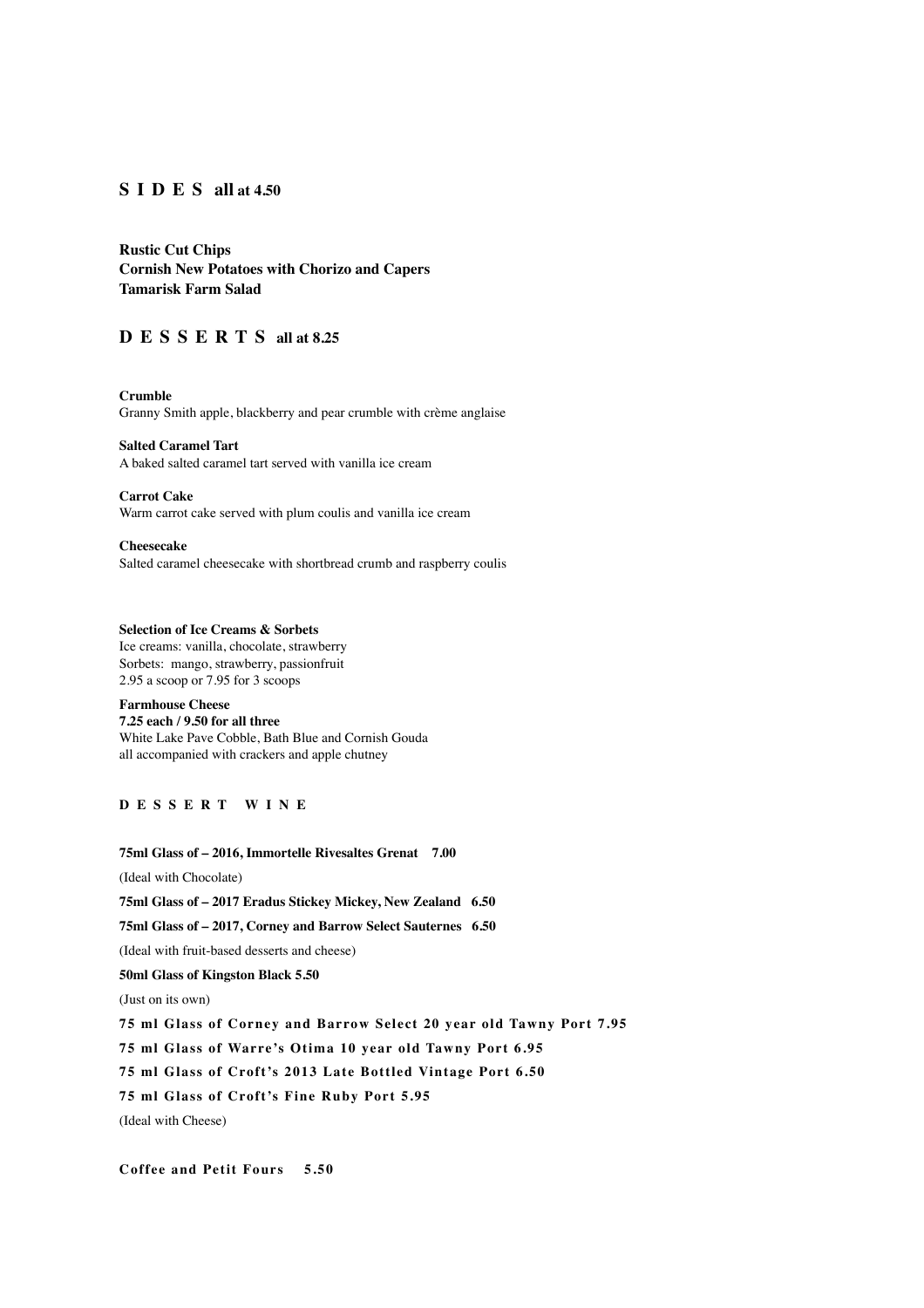## S I D E S all at 4.50

**Rustic Cut Chips**
**Cornish New Potatoes with Chorizo and Capers**
**Tamarisk Farm Salad**

## D E S S E R T S all at 8.25

**Crumble**
Granny Smith apple, blackberry and pear crumble with crème anglaise

**Salted Caramel Tart**
A baked salted caramel tart served with vanilla ice cream

**Carrot Cake**
Warm carrot cake served with plum coulis and vanilla ice cream

**Cheesecake**
Salted caramel cheesecake with shortbread crumb and raspberry coulis

**Selection of Ice Creams & Sorbets**
Ice creams: vanilla, chocolate, strawberry
Sorbets: mango, strawberry, passionfruit
2.95 a scoop or 7.95 for 3 scoops

**Farmhouse Cheese**
**7.25 each / 9.50 for all three**
White Lake Pave Cobble, Bath Blue and Cornish Gouda
all accompanied with crackers and apple chutney

### D E S S E R T W I N E

**75ml Glass of – 2016, Immortelle Rivesaltes Grenat 7.00**

(Ideal with Chocolate)

**75ml Glass of – 2017 Eradus Stickey Mickey, New Zealand 6.50**

**75ml Glass of – 2017, Corney and Barrow Select Sauternes 6.50**

(Ideal with fruit-based desserts and cheese)

**50ml Glass of Kingston Black 5.50**

(Just on its own)

**75 ml Glass of Corney and Barrow Select 20 year old Tawny Port 7.95**

**75 ml Glass of Warre's Otima 10 year old Tawny Port 6.95**

**75 ml Glass of Croft's 2013 Late Bottled Vintage Port 6.50**

**75 ml Glass of Croft's Fine Ruby Port 5.95**

(Ideal with Cheese)

**Coffee and Petit Fours 5.50**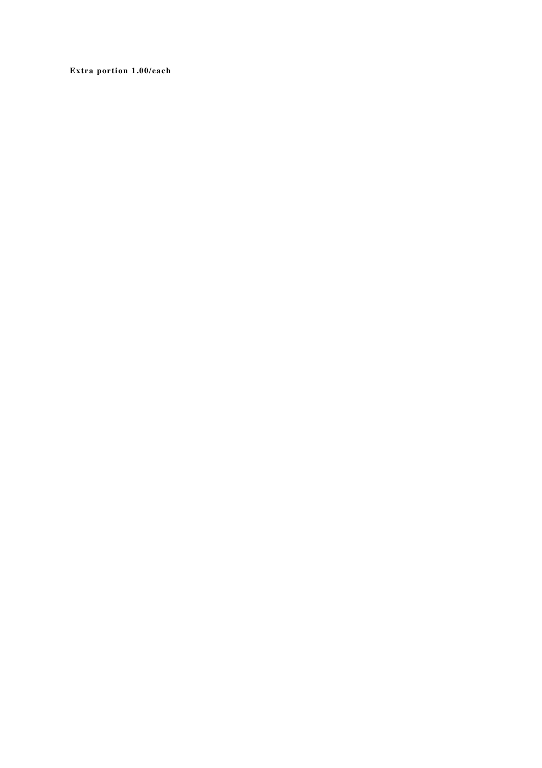**Extra portion 1.00/each**